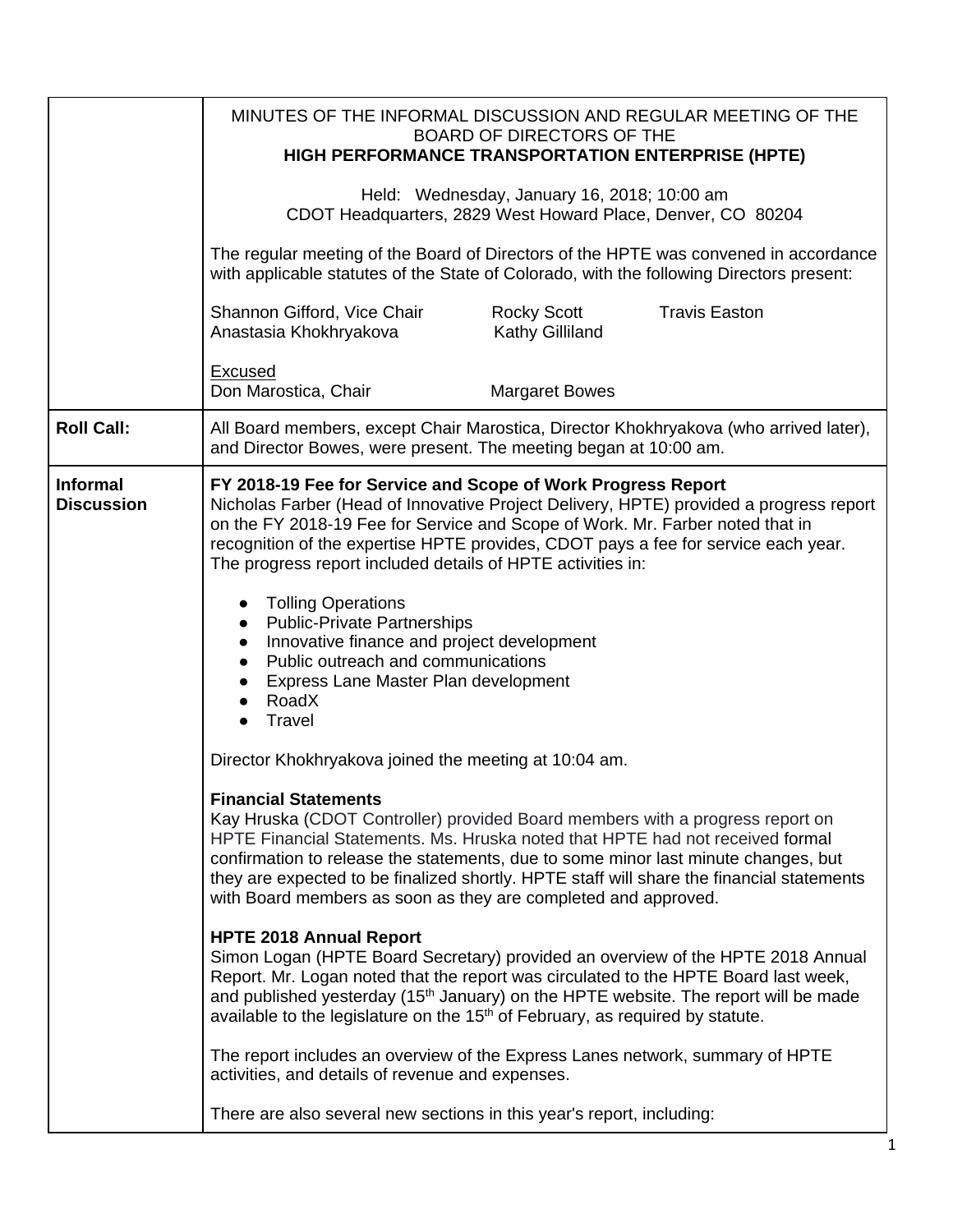MINUTES OF THE INFORMAL DISCUSSION AND REGULAR MEETING OF THE BOARD OF DIRECTORS OF THE
**HIGH PERFORMANCE TRANSPORTATION ENTERPRISE (HPTE)**

Held: Wednesday, January 16, 2018; 10:00 am
CDOT Headquarters, 2829 West Howard Place, Denver, CO 80204

The regular meeting of the Board of Directors of the HPTE was convened in accordance with applicable statutes of the State of Colorado, with the following Directors present:

Shannon Gifford, Vice Chair
Rocky Scott
Travis Easton
Anastasia Khokhryakova
Kathy Gilliland

Excused
Don Marostica, Chair
Margaret Bowes

**Roll Call:**

All Board members, except Chair Marostica, Director Khokhryakova (who arrived later), and Director Bowes, were present. The meeting began at 10:00 am.

**Informal Discussion**

**FY 2018-19 Fee for Service and Scope of Work Progress Report**
Nicholas Farber (Head of Innovative Project Delivery, HPTE) provided a progress report on the FY 2018-19 Fee for Service and Scope of Work. Mr. Farber noted that in recognition of the expertise HPTE provides, CDOT pays a fee for service each year. The progress report included details of HPTE activities in:

- Tolling Operations
- Public-Private Partnerships
- Innovative finance and project development
- Public outreach and communications
- Express Lane Master Plan development
- RoadX
- Travel

Director Khokhryakova joined the meeting at 10:04 am.

**Financial Statements**
Kay Hruska (CDOT Controller) provided Board members with a progress report on HPTE Financial Statements. Ms. Hruska noted that HPTE had not received formal confirmation to release the statements, due to some minor last minute changes, but they are expected to be finalized shortly. HPTE staff will share the financial statements with Board members as soon as they are completed and approved.

**HPTE 2018 Annual Report**
Simon Logan (HPTE Board Secretary) provided an overview of the HPTE 2018 Annual Report. Mr. Logan noted that the report was circulated to the HPTE Board last week, and published yesterday (15th January) on the HPTE website. The report will be made available to the legislature on the 15th of February, as required by statute.

The report includes an overview of the Express Lanes network, summary of HPTE activities, and details of revenue and expenses.

There are also several new sections in this year's report, including: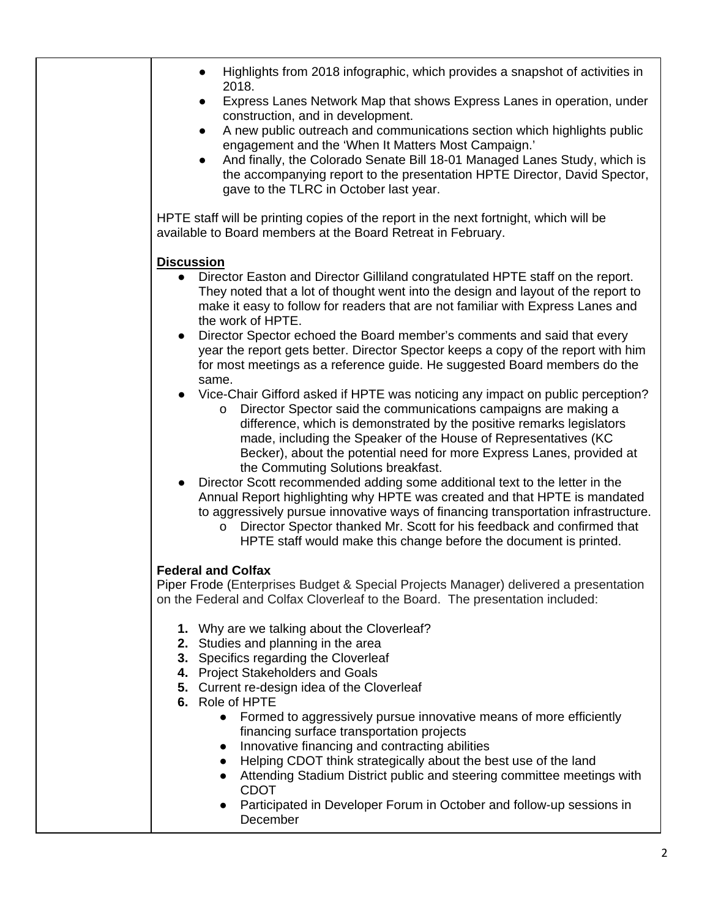- Highlights from 2018 infographic, which provides a snapshot of activities in 2018.
- Express Lanes Network Map that shows Express Lanes in operation, under construction, and in development.
- A new public outreach and communications section which highlights public engagement and the 'When It Matters Most Campaign.'
- And finally, the Colorado Senate Bill 18-01 Managed Lanes Study, which is the accompanying report to the presentation HPTE Director, David Spector, gave to the TLRC in October last year.

HPTE staff will be printing copies of the report in the next fortnight, which will be available to Board members at the Board Retreat in February.

**Discussion**

- Director Easton and Director Gilliland congratulated HPTE staff on the report. They noted that a lot of thought went into the design and layout of the report to make it easy to follow for readers that are not familiar with Express Lanes and the work of HPTE.
- Director Spector echoed the Board member's comments and said that every year the report gets better. Director Spector keeps a copy of the report with him for most meetings as a reference guide. He suggested Board members do the same.
- Vice-Chair Gifford asked if HPTE was noticing any impact on public perception?
    - Director Spector said the communications campaigns are making a difference, which is demonstrated by the positive remarks legislators made, including the Speaker of the House of Representatives (KC Becker), about the potential need for more Express Lanes, provided at the Commuting Solutions breakfast.
- Director Scott recommended adding some additional text to the letter in the Annual Report highlighting why HPTE was created and that HPTE is mandated to aggressively pursue innovative ways of financing transportation infrastructure.
    - Director Spector thanked Mr. Scott for his feedback and confirmed that HPTE staff would make this change before the document is printed.

**Federal and Colfax**

Piper Frode (Enterprises Budget & Special Projects Manager) delivered a presentation on the Federal and Colfax Cloverleaf to the Board. The presentation included:

1. Why are we talking about the Cloverleaf?
2. Studies and planning in the area
3. Specifics regarding the Cloverleaf
4. Project Stakeholders and Goals
5. Current re-design idea of the Cloverleaf
6. Role of HPTE
    - Formed to aggressively pursue innovative means of more efficiently financing surface transportation projects
    - Innovative financing and contracting abilities
    - Helping CDOT think strategically about the best use of the land
    - Attending Stadium District public and steering committee meetings with CDOT
    - Participated in Developer Forum in October and follow-up sessions in December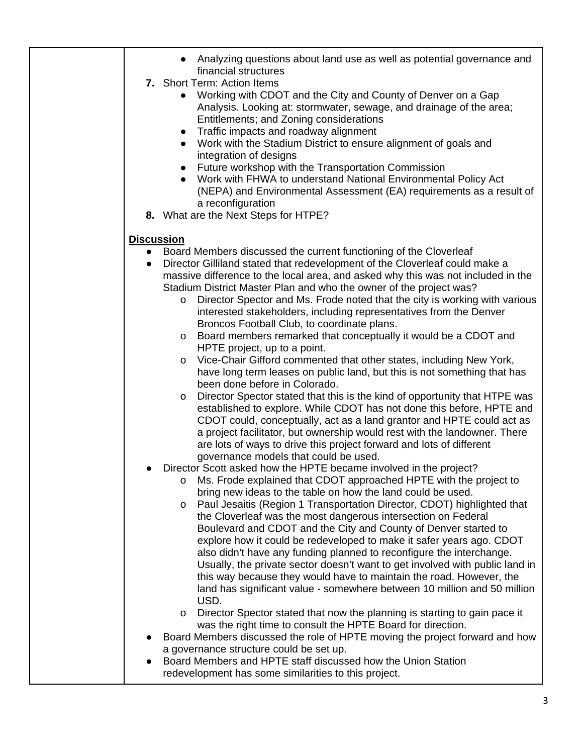- Analyzing questions about land use as well as potential governance and financial structures

7. Short Term: Action Items
    - Working with CDOT and the City and County of Denver on a Gap Analysis. Looking at: stormwater, sewage, and drainage of the area; Entitlements; and Zoning considerations
    - Traffic impacts and roadway alignment
    - Work with the Stadium District to ensure alignment of goals and integration of designs
    - Future workshop with the Transportation Commission
    - Work with FHWA to understand National Environmental Policy Act (NEPA) and Environmental Assessment (EA) requirements as a result of a reconfiguration
8. What are the Next Steps for HTPE?

**Discussion**

- Board Members discussed the current functioning of the Cloverleaf
- Director Gilliland stated that redevelopment of the Cloverleaf could make a massive difference to the local area, and asked why this was not included in the Stadium District Master Plan and who the owner of the project was?
    - Director Spector and Ms. Frode noted that the city is working with various interested stakeholders, including representatives from the Denver Broncos Football Club, to coordinate plans.
    - Board members remarked that conceptually it would be a CDOT and HPTE project, up to a point.
    - Vice-Chair Gifford commented that other states, including New York, have long term leases on public land, but this is not something that has been done before in Colorado.
    - Director Spector stated that this is the kind of opportunity that HPTE was established to explore. While CDOT has not done this before, HPTE and CDOT could, conceptually, act as a land grantor and HPTE could act as a project facilitator, but ownership would rest with the landowner. There are lots of ways to drive this project forward and lots of different governance models that could be used.
- Director Scott asked how the HPTE became involved in the project?
    - Ms. Frode explained that CDOT approached HPTE with the project to bring new ideas to the table on how the land could be used.
    - Paul Jesaitis (Region 1 Transportation Director, CDOT) highlighted that the Cloverleaf was the most dangerous intersection on Federal Boulevard and CDOT and the City and County of Denver started to explore how it could be redeveloped to make it safer years ago. CDOT also didn't have any funding planned to reconfigure the interchange. Usually, the private sector doesn't want to get involved with public land in this way because they would have to maintain the road. However, the land has significant value - somewhere between 10 million and 50 million USD.
    - Director Spector stated that now the planning is starting to gain pace it was the right time to consult the HPTE Board for direction.
- Board Members discussed the role of HPTE moving the project forward and how a governance structure could be set up.
- Board Members and HPTE staff discussed how the Union Station redevelopment has some similarities to this project.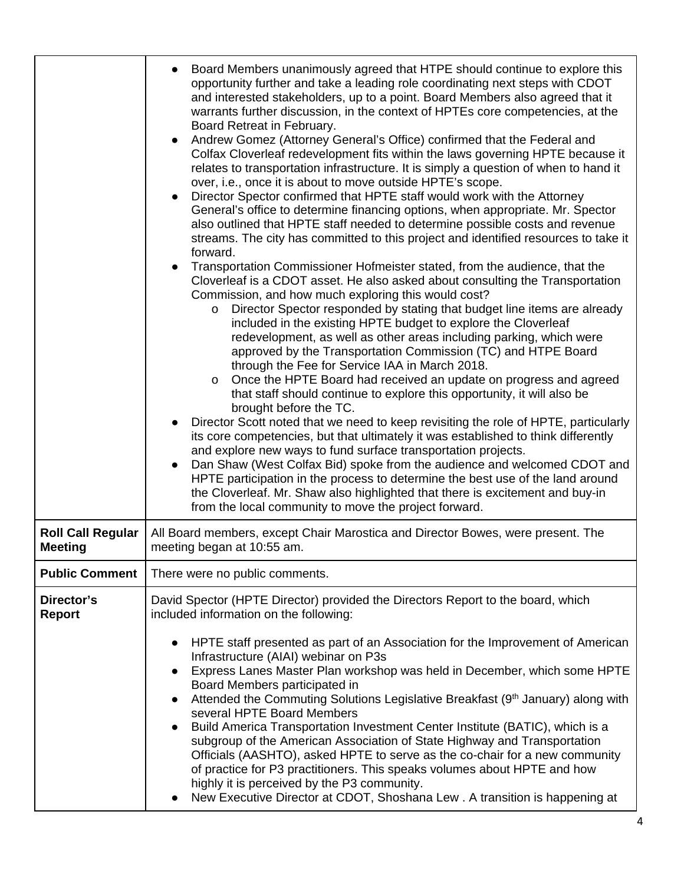| | |
|---|---|
| | <ul><li>Board Members unanimously agreed that HTPE should continue to explore this opportunity further and take a leading role coordinating next steps with CDOT and interested stakeholders, up to a point. Board Members also agreed that it warrants further discussion, in the context of HPTEs core competencies, at the Board Retreat in February.</li><li>Andrew Gomez (Attorney General's Office) confirmed that the Federal and Colfax Cloverleaf redevelopment fits within the laws governing HPTE because it relates to transportation infrastructure. It is simply a question of when to hand it over, i.e., once it is about to move outside HPTE's scope.</li><li>Director Spector confirmed that HPTE staff would work with the Attorney General's office to determine financing options, when appropriate. Mr. Spector also outlined that HPTE staff needed to determine possible costs and revenue streams. The city has committed to this project and identified resources to take it forward.</li><li>Transportation Commissioner Hofmeister stated, from the audience, that the Cloverleaf is a CDOT asset. He also asked about consulting the Transportation Commission, and how much exploring this would cost?<ul><li>Director Spector responded by stating that budget line items are already included in the existing HPTE budget to explore the Cloverleaf redevelopment, as well as other areas including parking, which were approved by the Transportation Commission (TC) and HTPE Board through the Fee for Service IAA in March 2018.</li><li>Once the HPTE Board had received an update on progress and agreed that staff should continue to explore this opportunity, it will also be brought before the TC.</li></ul></li><li>Director Scott noted that we need to keep revisiting the role of HPTE, particularly its core competencies, but that ultimately it was established to think differently and explore new ways to fund surface transportation projects.</li><li>Dan Shaw (West Colfax Bid) spoke from the audience and welcomed CDOT and HPTE participation in the process to determine the best use of the land around the Cloverleaf. Mr. Shaw also highlighted that there is excitement and buy-in from the local community to move the project forward.</li></ul> |
| **Roll Call Regular Meeting** | All Board members, except Chair Marostica and Director Bowes, were present. The meeting began at 10:55 am. |
| **Public Comment** | There were no public comments. |
| **Director's Report** | David Spector (HPTE Director) provided the Directors Report to the board, which included information on the following:<ul><li>HPTE staff presented as part of an Association for the Improvement of American Infrastructure (AIAI) webinar on P3s</li><li>Express Lanes Master Plan workshop was held in December, which some HPTE Board Members participated in</li><li>Attended the Commuting Solutions Legislative Breakfast (9th January) along with several HPTE Board Members</li><li>Build America Transportation Investment Center Institute (BATIC), which is a subgroup of the American Association of State Highway and Transportation Officials (AASHTO), asked HPTE to serve as the co-chair for a new community of practice for P3 practitioners. This speaks volumes about HPTE and how highly it is perceived by the P3 community.</li><li>New Executive Director at CDOT, Shoshana Lew . A transition is happening at</li></ul> |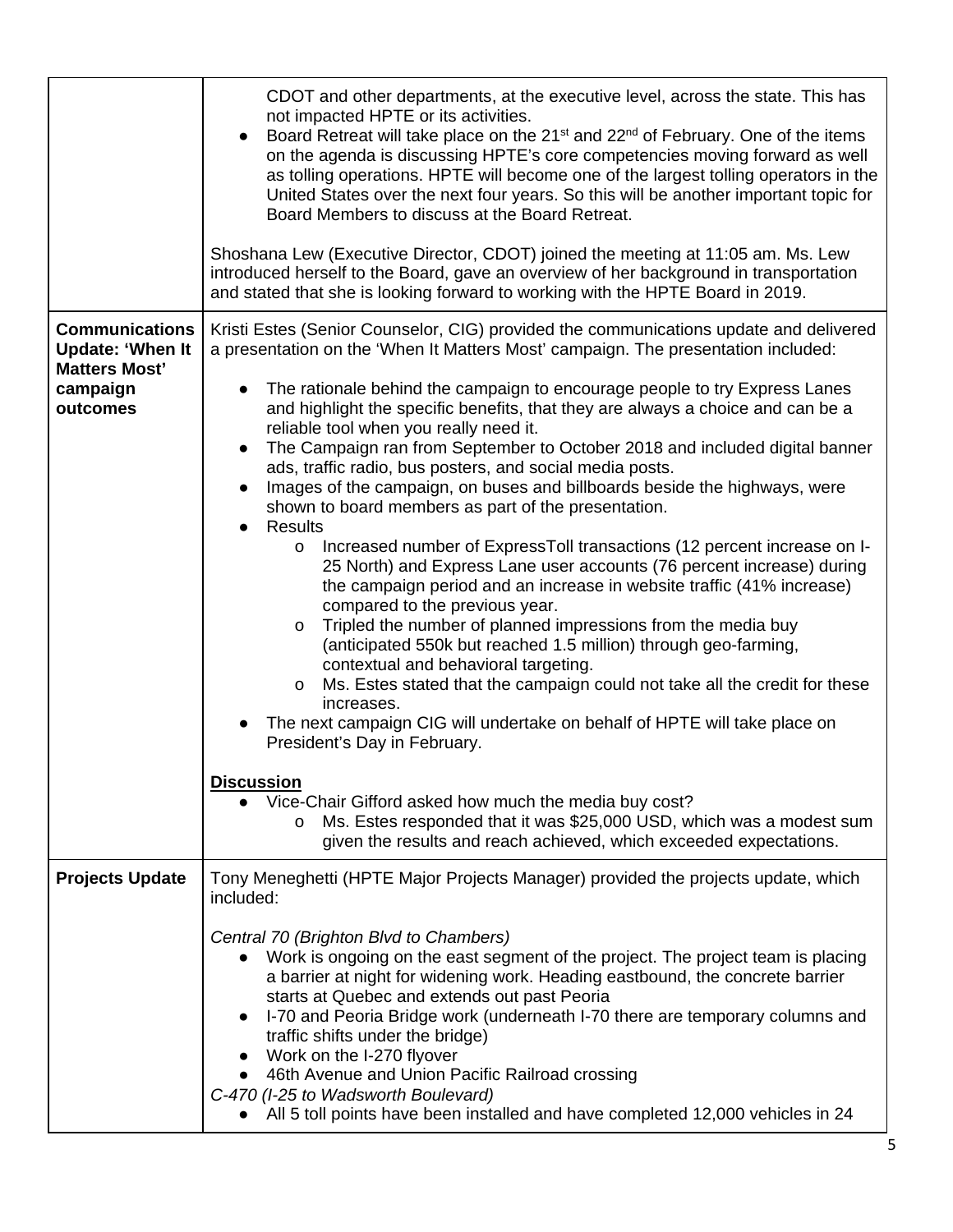| | |
|---|---|
| | CDOT and other departments, at the executive level, across the state. This has not impacted HPTE or its activities.<br>● Board Retreat will take place on the 21st and 22nd of February. One of the items on the agenda is discussing HPTE's core competencies moving forward as well as tolling operations. HPTE will become one of the largest tolling operators in the United States over the next four years. So this will be another important topic for Board Members to discuss at the Board Retreat.<br><br>Shoshana Lew (Executive Director, CDOT) joined the meeting at 11:05 am. Ms. Lew introduced herself to the Board, gave an overview of her background in transportation and stated that she is looking forward to working with the HPTE Board in 2019. |
| **Communications Update: 'When It Matters Most' campaign outcomes** | Kristi Estes (Senior Counselor, CIG) provided the communications update and delivered a presentation on the 'When It Matters Most' campaign. The presentation included:<br><br>● The rationale behind the campaign to encourage people to try Express Lanes and highlight the specific benefits, that they are always a choice and can be a reliable tool when you really need it.<br>● The Campaign ran from September to October 2018 and included digital banner ads, traffic radio, bus posters, and social media posts.<br>● Images of the campaign, on buses and billboards beside the highways, were shown to board members as part of the presentation.<br>● Results<br>o Increased number of ExpressToll transactions (12 percent increase on I-25 North) and Express Lane user accounts (76 percent increase) during the campaign period and an increase in website traffic (41% increase) compared to the previous year.<br>o Tripled the number of planned impressions from the media buy (anticipated 550k but reached 1.5 million) through geo-farming, contextual and behavioral targeting.<br>o Ms. Estes stated that the campaign could not take all the credit for these increases.<br>● The next campaign CIG will undertake on behalf of HPTE will take place on President's Day in February.<br><br>**Discussion**<br>● Vice-Chair Gifford asked how much the media buy cost?<br>o Ms. Estes responded that it was $25,000 USD, which was a modest sum given the results and reach achieved, which exceeded expectations. |
| **Projects Update** | Tony Meneghetti (HPTE Major Projects Manager) provided the projects update, which included:<br><br>*Central 70 (Brighton Blvd to Chambers)*<br>● Work is ongoing on the east segment of the project. The project team is placing a barrier at night for widening work. Heading eastbound, the concrete barrier starts at Quebec and extends out past Peoria<br>● I-70 and Peoria Bridge work (underneath I-70 there are temporary columns and traffic shifts under the bridge)<br>● Work on the I-270 flyover<br>● 46th Avenue and Union Pacific Railroad crossing<br>*C-470 (I-25 to Wadsworth Boulevard)*<br>● All 5 toll points have been installed and have completed 12,000 vehicles in 24 |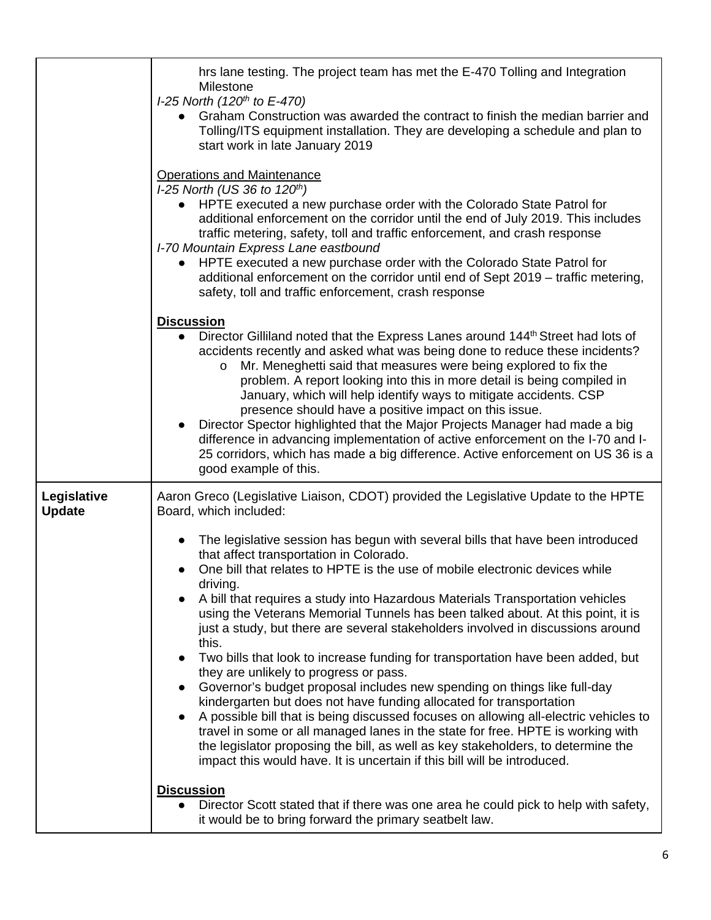| | |
|---|---|
| | hrs lane testing. The project team has met the E-470 Tolling and Integration Milestone<br>*I-25 North (120th to E-470)*<br>● Graham Construction was awarded the contract to finish the median barrier and Tolling/ITS equipment installation. They are developing a schedule and plan to start work in late January 2019<br><br><u>Operations and Maintenance</u><br>*I-25 North (US 36 to 120th)*<br>● HPTE executed a new purchase order with the Colorado State Patrol for additional enforcement on the corridor until the end of July 2019. This includes traffic metering, safety, toll and traffic enforcement, and crash response<br>*I-70 Mountain Express Lane eastbound*<br>● HPTE executed a new purchase order with the Colorado State Patrol for additional enforcement on the corridor until end of Sept 2019 – traffic metering, safety, toll and traffic enforcement, crash response<br><br>**<u>Discussion</u>**<br>● Director Gilliland noted that the Express Lanes around 144th Street had lots of accidents recently and asked what was being done to reduce these incidents?<br>o Mr. Meneghetti said that measures were being explored to fix the problem. A report looking into this in more detail is being compiled in January, which will help identify ways to mitigate accidents. CSP presence should have a positive impact on this issue.<br>● Director Spector highlighted that the Major Projects Manager had made a big difference in advancing implementation of active enforcement on the I-70 and I-25 corridors, which has made a big difference. Active enforcement on US 36 is a good example of this. |
| **Legislative Update** | Aaron Greco (Legislative Liaison, CDOT) provided the Legislative Update to the HPTE Board, which included:<br><br>● The legislative session has begun with several bills that have been introduced that affect transportation in Colorado.<br>● One bill that relates to HPTE is the use of mobile electronic devices while driving.<br>● A bill that requires a study into Hazardous Materials Transportation vehicles using the Veterans Memorial Tunnels has been talked about. At this point, it is just a study, but there are several stakeholders involved in discussions around this.<br>● Two bills that look to increase funding for transportation have been added, but they are unlikely to progress or pass.<br>● Governor's budget proposal includes new spending on things like full-day kindergarten but does not have funding allocated for transportation<br>● A possible bill that is being discussed focuses on allowing all-electric vehicles to travel in some or all managed lanes in the state for free. HPTE is working with the legislator proposing the bill, as well as key stakeholders, to determine the impact this would have. It is uncertain if this bill will be introduced.<br><br>**<u>Discussion</u>**<br>● Director Scott stated that if there was one area he could pick to help with safety, it would be to bring forward the primary seatbelt law. |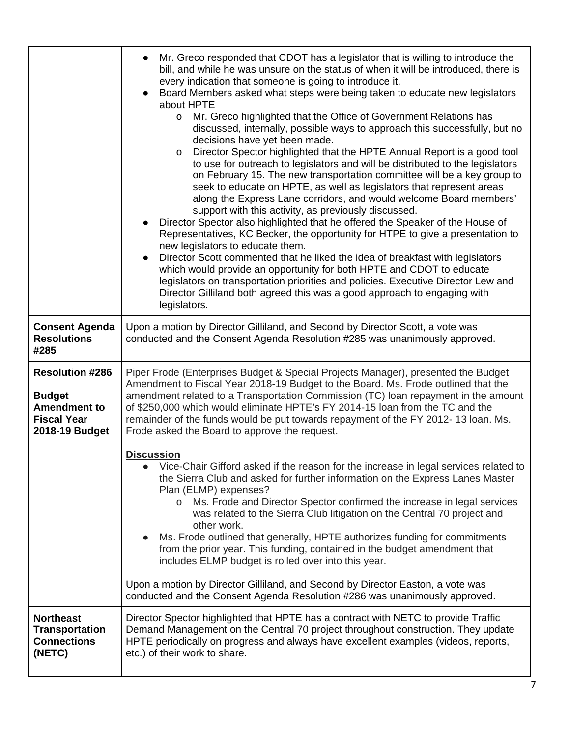| | |
|---|---|
| | <ul><li>Mr. Greco responded that CDOT has a legislator that is willing to introduce the bill, and while he was unsure on the status of when it will be introduced, there is every indication that someone is going to introduce it.</li><li>Board Members asked what steps were being taken to educate new legislators about HPTE<ul><li>Mr. Greco highlighted that the Office of Government Relations has discussed, internally, possible ways to approach this successfully, but no decisions have yet been made.</li><li>Director Spector highlighted that the HPTE Annual Report is a good tool to use for outreach to legislators and will be distributed to the legislators on February 15. The new transportation committee will be a key group to seek to educate on HPTE, as well as legislators that represent areas along the Express Lane corridors, and would welcome Board members' support with this activity, as previously discussed.</li></ul></li><li>Director Spector also highlighted that he offered the Speaker of the House of Representatives, KC Becker, the opportunity for HTPE to give a presentation to new legislators to educate them.</li><li>Director Scott commented that he liked the idea of breakfast with legislators which would provide an opportunity for both HPTE and CDOT to educate legislators on transportation priorities and policies. Executive Director Lew and Director Gilliland both agreed this was a good approach to engaging with legislators.</li></ul> |
| **Consent Agenda Resolutions #285** | Upon a motion by Director Gilliland, and Second by Director Scott, a vote was conducted and the Consent Agenda Resolution #285 was unanimously approved. |
| **Resolution #286**<br><br>**Budget Amendment to Fiscal Year 2018-19 Budget** | Piper Frode (Enterprises Budget & Special Projects Manager), presented the Budget Amendment to Fiscal Year 2018-19 Budget to the Board. Ms. Frode outlined that the amendment related to a Transportation Commission (TC) loan repayment in the amount of $250,000 which would eliminate HPTE's FY 2014-15 loan from the TC and the remainder of the funds would be put towards repayment of the FY 2012- 13 loan. Ms. Frode asked the Board to approve the request.<br><br>**<u>Discussion</u>**<ul><li>Vice-Chair Gifford asked if the reason for the increase in legal services related to the Sierra Club and asked for further information on the Express Lanes Master Plan (ELMP) expenses?<ul><li>Ms. Frode and Director Spector confirmed the increase in legal services was related to the Sierra Club litigation on the Central 70 project and other work.</li></ul></li><li>Ms. Frode outlined that generally, HPTE authorizes funding for commitments from the prior year. This funding, contained in the budget amendment that includes ELMP budget is rolled over into this year.</li></ul>Upon a motion by Director Gilliland, and Second by Director Easton, a vote was conducted and the Consent Agenda Resolution #286 was unanimously approved. |
| **Northeast Transportation Connections (NETC)** | Director Spector highlighted that HPTE has a contract with NETC to provide Traffic Demand Management on the Central 70 project throughout construction. They update HPTE periodically on progress and always have excellent examples (videos, reports, etc.) of their work to share. |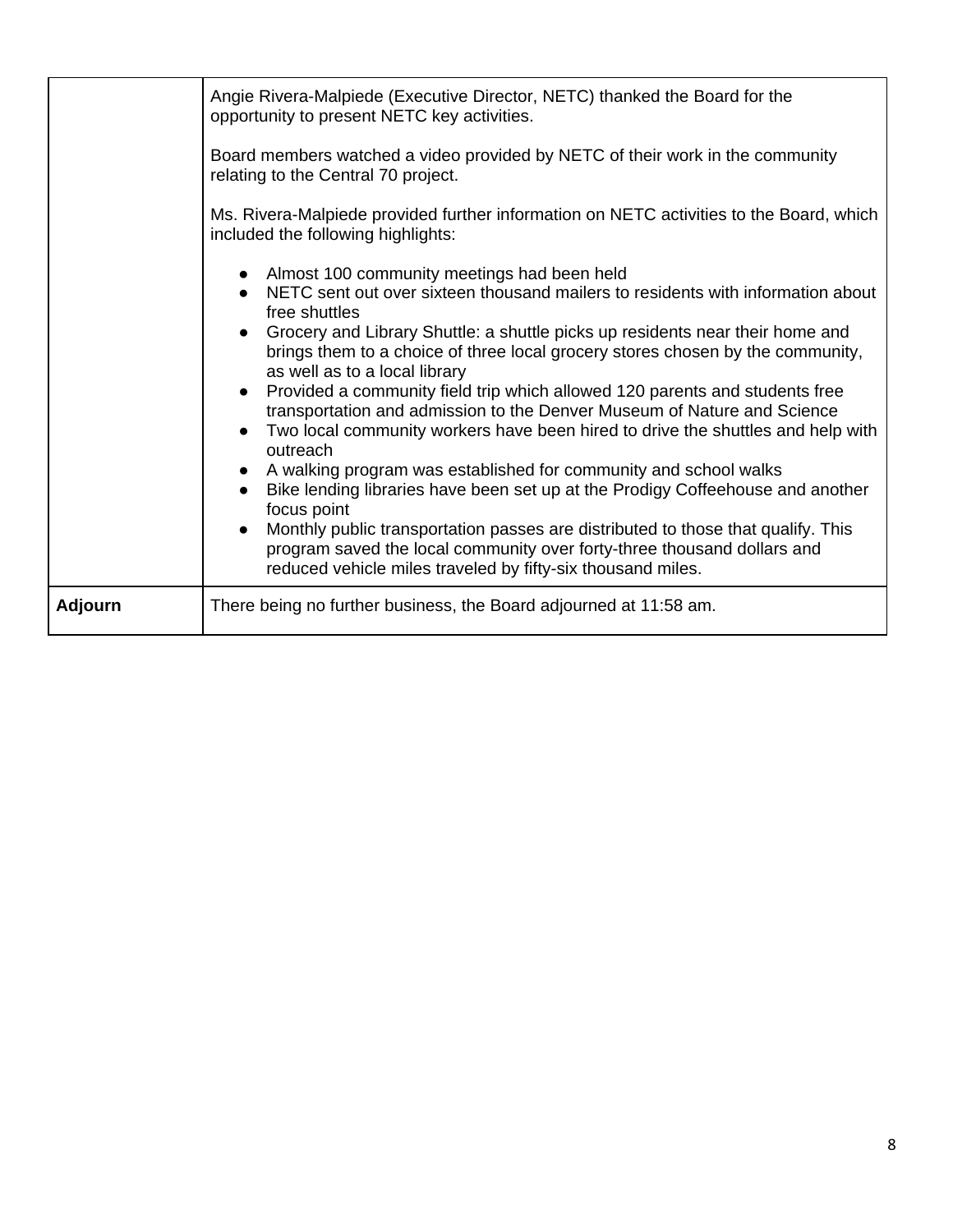| | |
|---|---|
| | Angie Rivera-Malpiede (Executive Director, NETC) thanked the Board for the opportunity to present NETC key activities.<br><br>Board members watched a video provided by NETC of their work in the community relating to the Central 70 project.<br><br>Ms. Rivera-Malpiede provided further information on NETC activities to the Board, which included the following highlights:<br><br>• Almost 100 community meetings had been held<br>• NETC sent out over sixteen thousand mailers to residents with information about free shuttles<br>• Grocery and Library Shuttle: a shuttle picks up residents near their home and brings them to a choice of three local grocery stores chosen by the community, as well as to a local library<br>• Provided a community field trip which allowed 120 parents and students free transportation and admission to the Denver Museum of Nature and Science<br>• Two local community workers have been hired to drive the shuttles and help with outreach<br>• A walking program was established for community and school walks<br>• Bike lending libraries have been set up at the Prodigy Coffeehouse and another focus point<br>• Monthly public transportation passes are distributed to those that qualify. This program saved the local community over forty-three thousand dollars and reduced vehicle miles traveled by fifty-six thousand miles. |
| **Adjourn** | There being no further business, the Board adjourned at 11:58 am. |